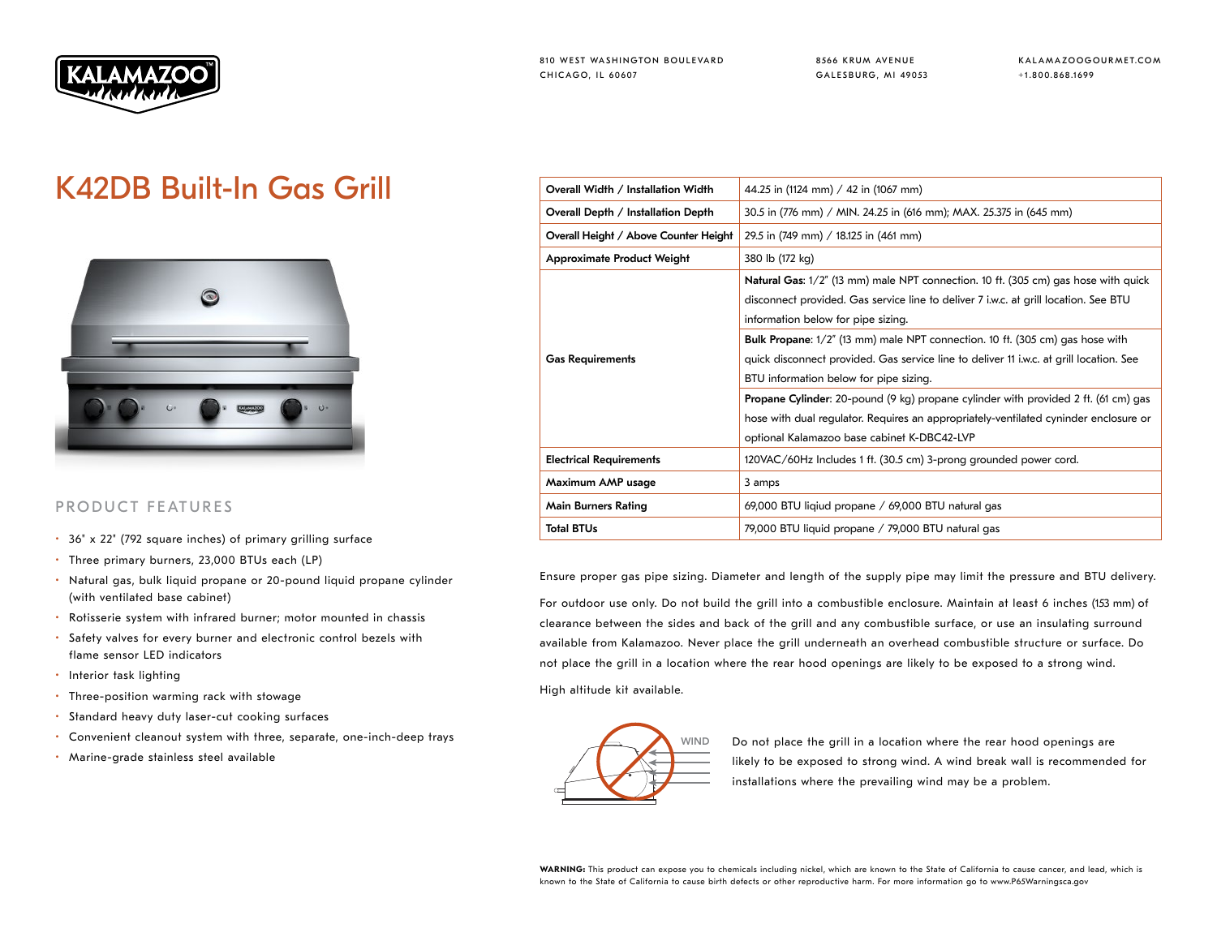810 WEST WASHINGTON BOULEVARD
CHICAGO, IL 60607

8566 KRUM AVENUE
GALESBURG, MI 49053

KALAMAZOOGOURMET.COM
+1.800.868.1699

# K42DB Built-In Gas Grill

## PRODUCT FEATURES

- 36" x 22" (792 square inches) of primary grilling surface
- Three primary burners, 23,000 BTUs each (LP)
- Natural gas, bulk liquid propane or 20-pound liquid propane cylinder (with ventilated base cabinet)
- Rotisserie system with infrared burner; motor mounted in chassis
- Safety valves for every burner and electronic control bezels with flame sensor LED indicators
- Interior task lighting
- Three-position warming rack with stowage
- Standard heavy duty laser-cut cooking surfaces
- Convenient cleanout system with three, separate, one-inch-deep trays
- Marine-grade stainless steel available

| | |
|---|---|
| **Overall Width / Installation Width** | 44.25 in (1124 mm) / 42 in (1067 mm) |
| **Overall Depth / Installation Depth** | 30.5 in (776 mm) / MIN. 24.25 in (616 mm); MAX. 25.375 in (645 mm) |
| **Overall Height / Above Counter Height** | 29.5 in (749 mm) / 18.125 in (461 mm) |
| **Approximate Product Weight** | 380 lb (172 kg) |
| **Gas Requirements** | **Natural Gas**: 1/2" (13 mm) male NPT connection. 10 ft. (305 cm) gas hose with quick disconnect provided. Gas service line to deliver 7 i.w.c. at grill location. See BTU information below for pipe sizing. |
| | **Bulk Propane**: 1/2" (13 mm) male NPT connection. 10 ft. (305 cm) gas hose with quick disconnect provided. Gas service line to deliver 11 i.w.c. at grill location. See BTU information below for pipe sizing. |
| | **Propane Cylinder**: 20-pound (9 kg) propane cylinder with provided 2 ft. (61 cm) gas hose with dual regulator. Requires an appropriately-ventilated cyninder enclosure or optional Kalamazoo base cabinet K-DBC42-LVP |
| **Electrical Requirements** | 120VAC/60Hz Includes 1 ft. (30.5 cm) 3-prong grounded power cord. |
| **Maximum AMP usage** | 3 amps |
| **Main Burners Rating** | 69,000 BTU liqiud propane / 69,000 BTU natural gas |
| **Total BTUs** | 79,000 BTU liquid propane / 79,000 BTU natural gas |

Ensure proper gas pipe sizing. Diameter and length of the supply pipe may limit the pressure and BTU delivery.

For outdoor use only. Do not build the grill into a combustible enclosure. Maintain at least 6 inches (153 mm) of clearance between the sides and back of the grill and any combustible surface, or use an insulating surround available from Kalamazoo. Never place the grill underneath an overhead combustible structure or surface. Do not place the grill in a location where the rear hood openings are likely to be exposed to a strong wind.

High altitude kit available.

WIND

Do not place the grill in a location where the rear hood openings are likely to be exposed to strong wind. A wind break wall is recommended for installations where the prevailing wind may be a problem.

**WARNING:** This product can expose you to chemicals including nickel, which are known to the State of California to cause cancer, and lead, which is known to the State of California to cause birth defects or other reproductive harm. For more information go to www.P65Warningsca.gov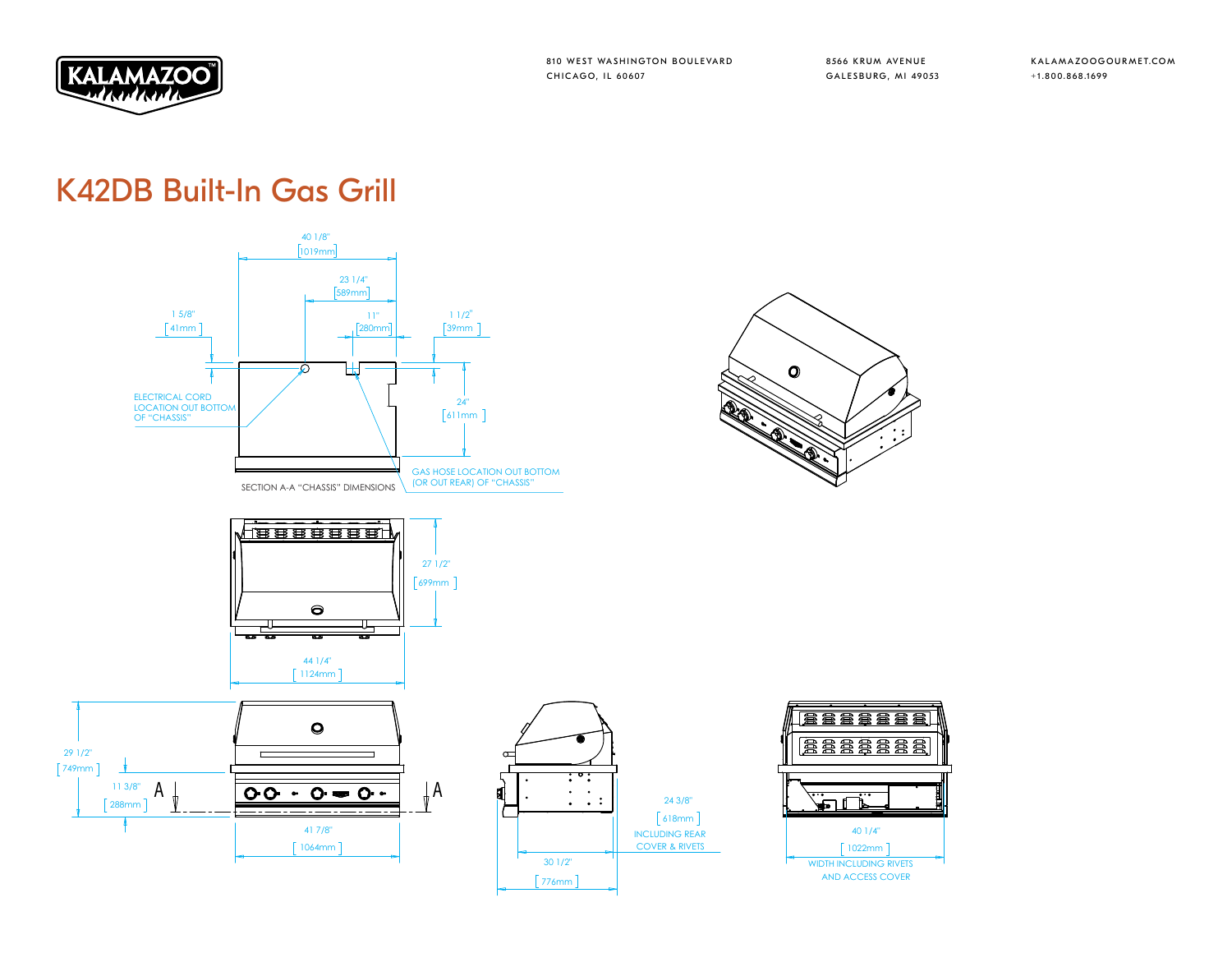810 WEST WASHINGTON BOULEVARD
CHICAGO, IL 60607

8566 KRUM AVENUE
GALESBURG, MI 49053

KALAMAZOOGOURMET.COM
+1.800.868.1699

# K42DB Built-In Gas Grill

40 1/8" [1019mm]

23 1/4" [589mm]

1 5/8" [41mm]

11" [280mm]

1 1/2" [39mm]

24" [611mm]

ELECTRICAL CORD LOCATION OUT BOTTOM OF "CHASSIS"

GAS HOSE LOCATION OUT BOTTOM (OR OUT REAR) OF "CHASSIS"

SECTION A-A "CHASSIS" DIMENSIONS

27 1/2" [699mm]

44 1/4" [1124mm]

29 1/2" [749mm]

11 3/8" [288mm]

A A

41 7/8" [1064mm]

24 3/8" [618mm] INCLUDING REAR COVER & RIVETS

30 1/2" [776mm]

40 1/4" [1022mm] WIDTH INCLUDING RIVETS AND ACCESS COVER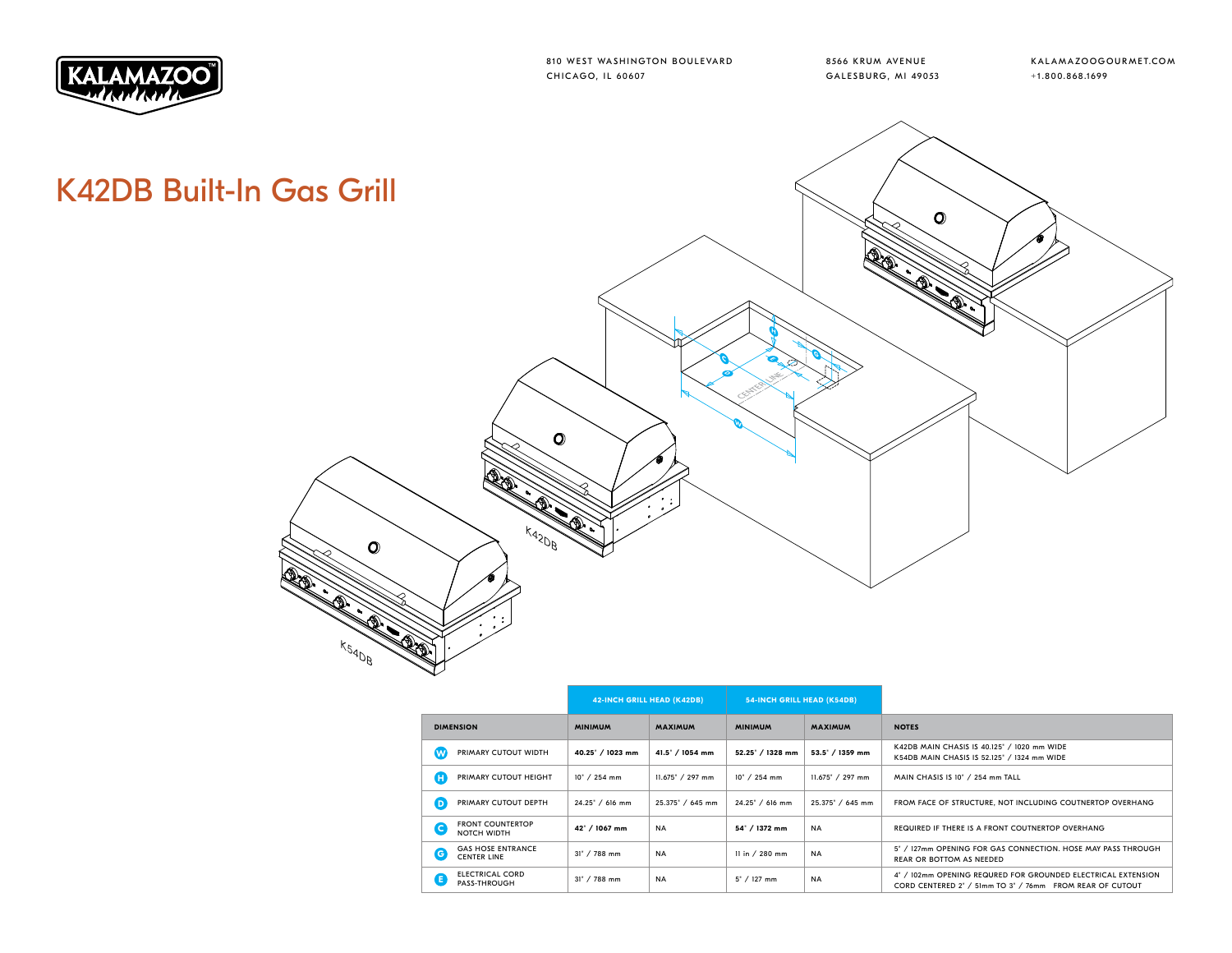KALAMAZOO

810 WEST WASHINGTON BOULEVARD
CHICAGO, IL 60607

8566 KRUM AVENUE
GALESBURG, MI 49053

KALAMAZOOGOURMET.COM
+1.800.868.1699

# K42DB Built-In Gas Grill

K42DB

K54DB

CENTER LINE

| | | 42-INCH GRILL HEAD (K42DB) | | 54-INCH GRILL HEAD (K54DB) | | |
|---|---|---|---|---|---|---|
| DIMENSION | | MINIMUM | MAXIMUM | MINIMUM | MAXIMUM | NOTES |
| W | PRIMARY CUTOUT WIDTH | **40.25" / 1023 mm** | **41.5" / 1054 mm** | **52.25" / 1328 mm** | **53.5" / 1359 mm** | K42DB MAIN CHASIS IS 40.125" / 1020 mm WIDE<br>K54DB MAIN CHASIS IS 52.125" / 1324 mm WIDE |
| H | PRIMARY CUTOUT HEIGHT | 10" / 254 mm | 11.675" / 297 mm | 10" / 254 mm | 11.675" / 297 mm | MAIN CHASIS IS 10" / 254 mm TALL |
| D | PRIMARY CUTOUT DEPTH | 24.25" / 616 mm | 25.375" / 645 mm | 24.25" / 616 mm | 25.375" / 645 mm | FROM FACE OF STRUCTURE, NOT INCLUDING COUTNERTOP OVERHANG |
| C | FRONT COUNTERTOP NOTCH WIDTH | **42" / 1067 mm** | NA | **54" / 1372 mm** | NA | REQUIRED IF THERE IS A FRONT COUTNERTOP OVERHANG |
| G | GAS HOSE ENTRANCE CENTER LINE | 31" / 788 mm | NA | 11 in / 280 mm | NA | 5" / 127mm OPENING FOR GAS CONNECTION. HOSE MAY PASS THROUGH REAR OR BOTTOM AS NEEDED |
| E | ELECTRICAL CORD PASS-THROUGH | 31" / 788 mm | NA | 5" / 127 mm | NA | 4" / 102mm OPENING REQURED FOR GROUNDED ELECTRICAL EXTENSION CORD CENTERED 2" / 51mm TO 3" / 76mm FROM REAR OF CUTOUT |